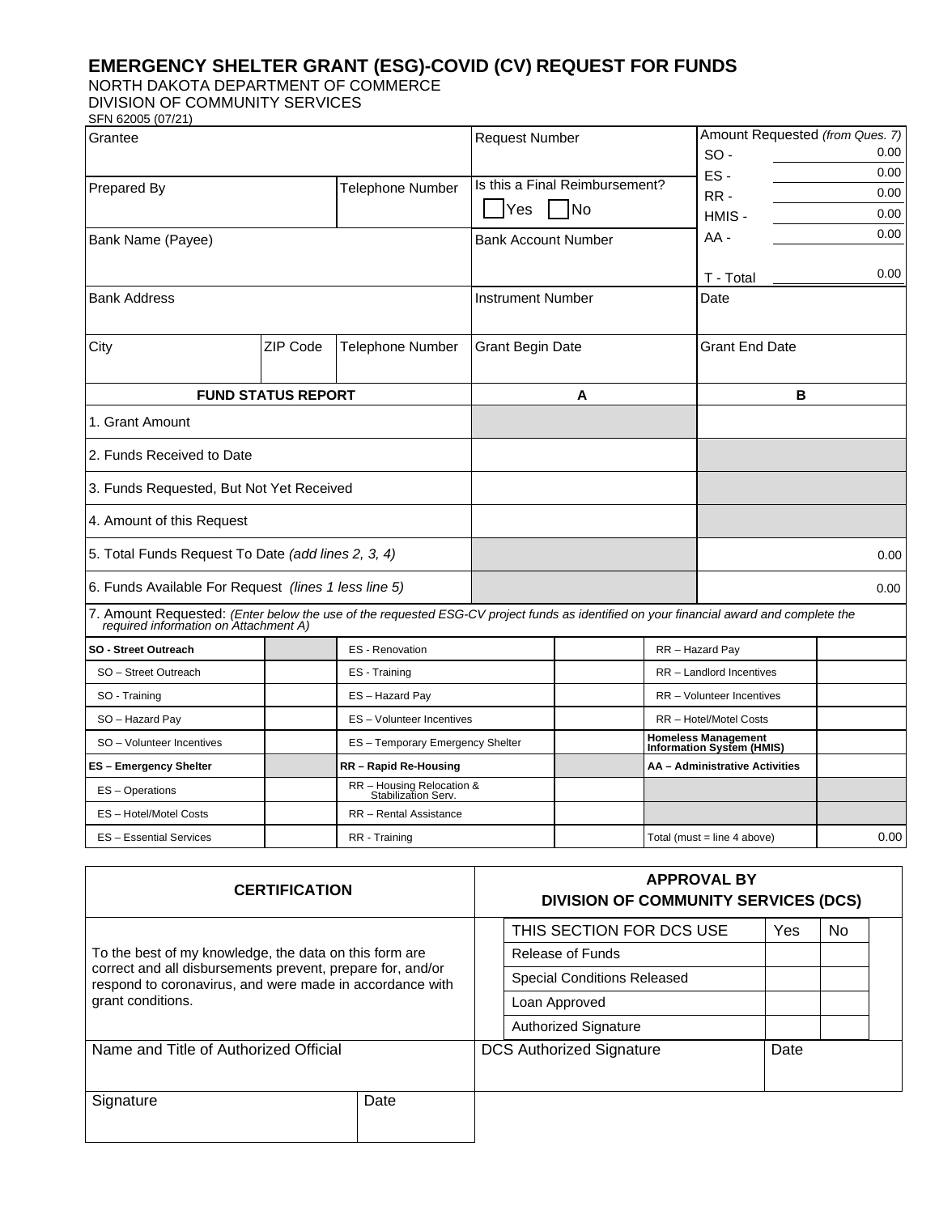# EMERGENCY SHELTER GRANT (ESG)-COVID (CV) REQUEST FOR FUNDS

NORTH DAKOTA DEPARTMENT OF COMMERCE
DIVISION OF COMMUNITY SERVICES
SFN 62005 (07/21)

| Grantee | | | Request Number | Amount Requested *(from Ques. 7)* SO - 0.00 / ES - 0.00 / RR - 0.00 / HMIS - 0.00 / AA - 0.00 / T - Total 0.00 |
|---|---|---|---|---|
| Prepared By | | Telephone Number | Is this a Final Reimbursement? ☐ Yes ☐ No | |
| Bank Name (Payee) | | | Bank Account Number | |
| Bank Address | | | Instrument Number | Date |
| City | ZIP Code | Telephone Number | Grant Begin Date | Grant End Date |

| FUND STATUS REPORT | A | B |
|---|---|---|
| 1. Grant Amount | | |
| 2. Funds Received to Date | | |
| 3. Funds Requested, But Not Yet Received | | |
| 4. Amount of this Request | | |
| 5. Total Funds Request To Date *(add lines 2, 3, 4)* | | 0.00 |
| 6. Funds Available For Request *(lines 1 less line 5)* | | 0.00 |

7. Amount Requested: *(Enter below the use of the requested ESG-CV project funds as identified on your financial award and complete the required information on Attachment A)*

| | | | | | |
|---|---|---|---|---|---|
| **SO - Street Outreach** | | ES - Renovation | | RR – Hazard Pay | |
| SO – Street Outreach | | ES - Training | | RR – Landlord Incentives | |
| SO - Training | | ES – Hazard Pay | | RR – Volunteer Incentives | |
| SO – Hazard Pay | | ES – Volunteer Incentives | | RR – Hotel/Motel Costs | |
| SO – Volunteer Incentives | | ES – Temporary Emergency Shelter | | **Homeless Management Information System (HMIS)** | |
| **ES – Emergency Shelter** | | **RR – Rapid Re-Housing** | | **AA – Administrative Activities** | |
| ES – Operations | | RR – Housing Relocation & Stabilization Serv. | | | |
| ES – Hotel/Motel Costs | | RR – Rental Assistance | | | |
| ES – Essential Services | | RR - Training | | Total (must = line 4 above) | 0.00 |

| CERTIFICATION | | APPROVAL BY DIVISION OF COMMUNITY SERVICES (DCS) | | |
|---|---|---|---|---|
| To the best of my knowledge, the data on this form are correct and all disbursements prevent, prepare for, and/or respond to coronavirus, and were made in accordance with grant conditions. | | THIS SECTION FOR DCS USE | Yes | No |
| | | Release of Funds | | |
| | | Special Conditions Released | | |
| | | Loan Approved | | |
| | | Authorized Signature | | |
| Name and Title of Authorized Official | | DCS Authorized Signature | Date | |
| Signature | Date | | | |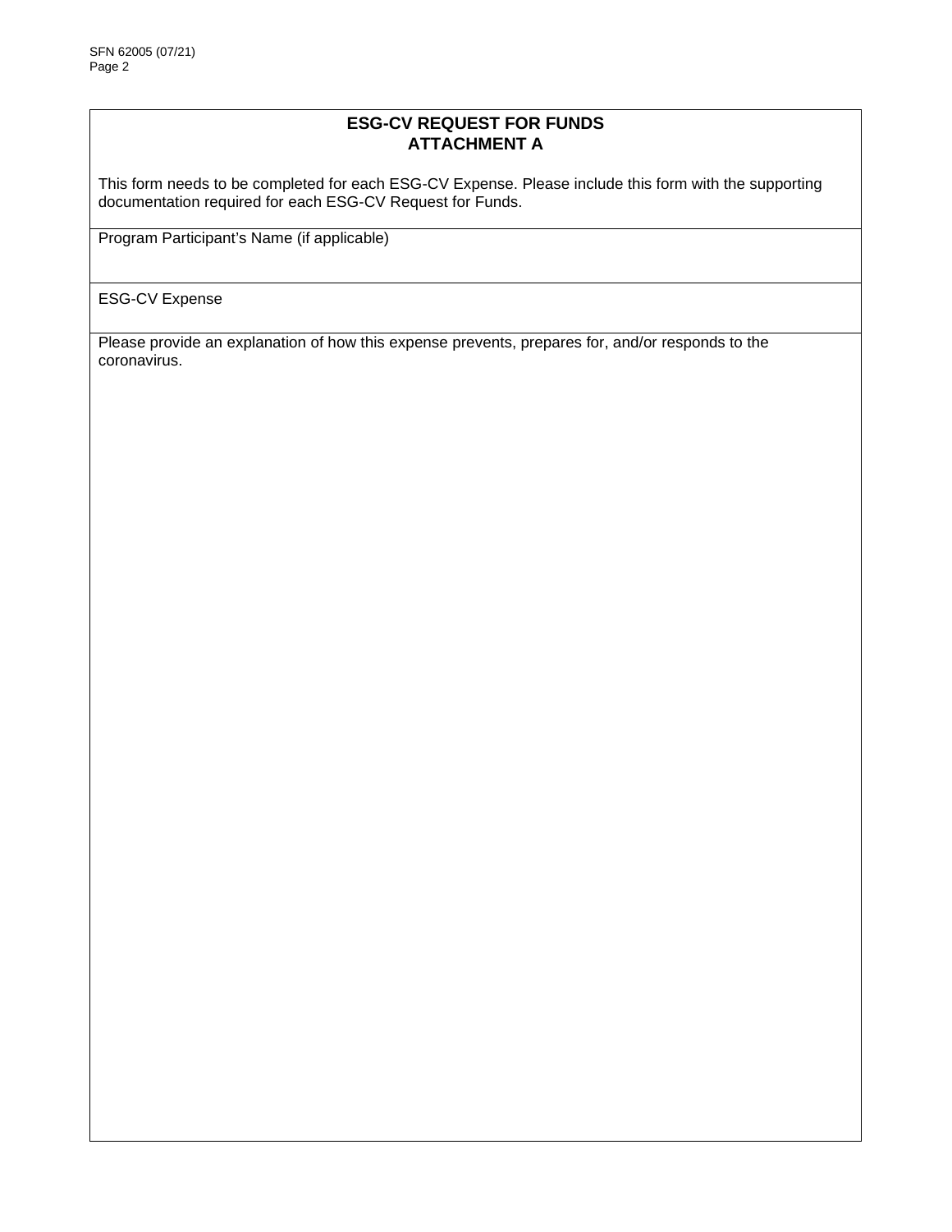## ESG-CV REQUEST FOR FUNDS
## ATTACHMENT A

This form needs to be completed for each ESG-CV Expense. Please include this form with the supporting documentation required for each ESG-CV Request for Funds.

Program Participant's Name (if applicable)

ESG-CV Expense

Please provide an explanation of how this expense prevents, prepares for, and/or responds to the coronavirus.